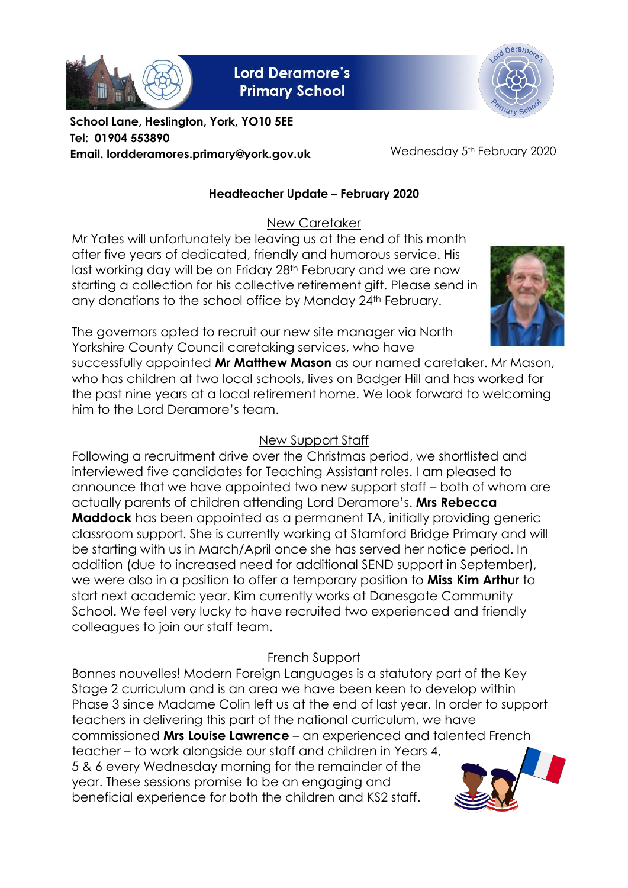# Lord Deramore's Primary School

**School Lane, Heslington, York, YO10 5EE**
**Tel: 01904 553890**
**Email. lordderamores.primary@york.gov.uk**

Wednesday 5th February 2020

## Headteacher Update – February 2020

### New Caretaker

Mr Yates will unfortunately be leaving us at the end of this month after five years of dedicated, friendly and humorous service. His last working day will be on Friday 28th February and we are now starting a collection for his collective retirement gift. Please send in any donations to the school office by Monday 24th February.

The governors opted to recruit our new site manager via North Yorkshire County Council caretaking services, who have successfully appointed **Mr Matthew Mason** as our named caretaker. Mr Mason, who has children at two local schools, lives on Badger Hill and has worked for the past nine years at a local retirement home. We look forward to welcoming him to the Lord Deramore's team.

### New Support Staff

Following a recruitment drive over the Christmas period, we shortlisted and interviewed five candidates for Teaching Assistant roles. I am pleased to announce that we have appointed two new support staff – both of whom are actually parents of children attending Lord Deramore's. **Mrs Rebecca Maddock** has been appointed as a permanent TA, initially providing generic classroom support. She is currently working at Stamford Bridge Primary and will be starting with us in March/April once she has served her notice period. In addition (due to increased need for additional SEND support in September), we were also in a position to offer a temporary position to **Miss Kim Arthur** to start next academic year. Kim currently works at Danesgate Community School. We feel very lucky to have recruited two experienced and friendly colleagues to join our staff team.

### French Support

Bonnes nouvelles! Modern Foreign Languages is a statutory part of the Key Stage 2 curriculum and is an area we have been keen to develop within Phase 3 since Madame Colin left us at the end of last year. In order to support teachers in delivering this part of the national curriculum, we have commissioned **Mrs Louise Lawrence** – an experienced and talented French teacher – to work alongside our staff and children in Years 4, 5 & 6 every Wednesday morning for the remainder of the year. These sessions promise to be an engaging and beneficial experience for both the children and KS2 staff.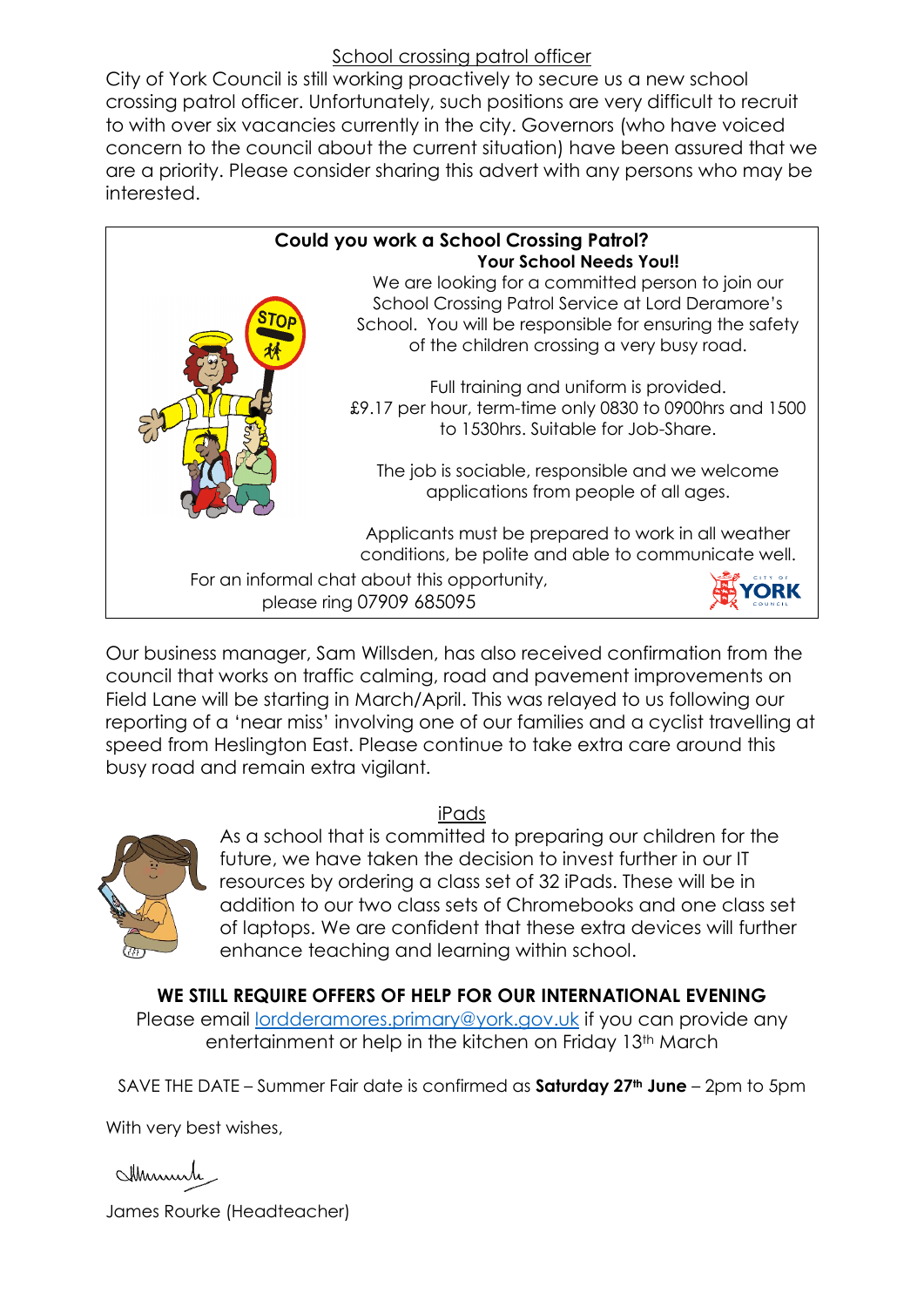## School crossing patrol officer

City of York Council is still working proactively to secure us a new school crossing patrol officer. Unfortunately, such positions are very difficult to recruit to with over six vacancies currently in the city. Governors (who have voiced concern to the council about the current situation) have been assured that we are a priority. Please consider sharing this advert with any persons who may be interested.

**Could you work a School Crossing Patrol?**

**Your School Needs You!!**

We are looking for a committed person to join our School Crossing Patrol Service at Lord Deramore's School. You will be responsible for ensuring the safety of the children crossing a very busy road.

Full training and uniform is provided.
£9.17 per hour, term-time only 0830 to 0900hrs and 1500 to 1530hrs. Suitable for Job-Share.

The job is sociable, responsible and we welcome applications from people of all ages.

Applicants must be prepared to work in all weather conditions, be polite and able to communicate well.

For an informal chat about this opportunity, please ring 07909 685095

CITY OF YORK COUNCIL

Our business manager, Sam Willsden, has also received confirmation from the council that works on traffic calming, road and pavement improvements on Field Lane will be starting in March/April. This was relayed to us following our reporting of a 'near miss' involving one of our families and a cyclist travelling at speed from Heslington East. Please continue to take extra care around this busy road and remain extra vigilant.

## iPads

As a school that is committed to preparing our children for the future, we have taken the decision to invest further in our IT resources by ordering a class set of 32 iPads. These will be in addition to our two class sets of Chromebooks and one class set of laptops. We are confident that these extra devices will further enhance teaching and learning within school.

**WE STILL REQUIRE OFFERS OF HELP FOR OUR INTERNATIONAL EVENING**

Please email lorddderamores.primary@york.gov.uk if you can provide any entertainment or help in the kitchen on Friday 13th March

SAVE THE DATE – Summer Fair date is confirmed as **Saturday 27th June** – 2pm to 5pm

With very best wishes,

James Rourke (Headteacher)